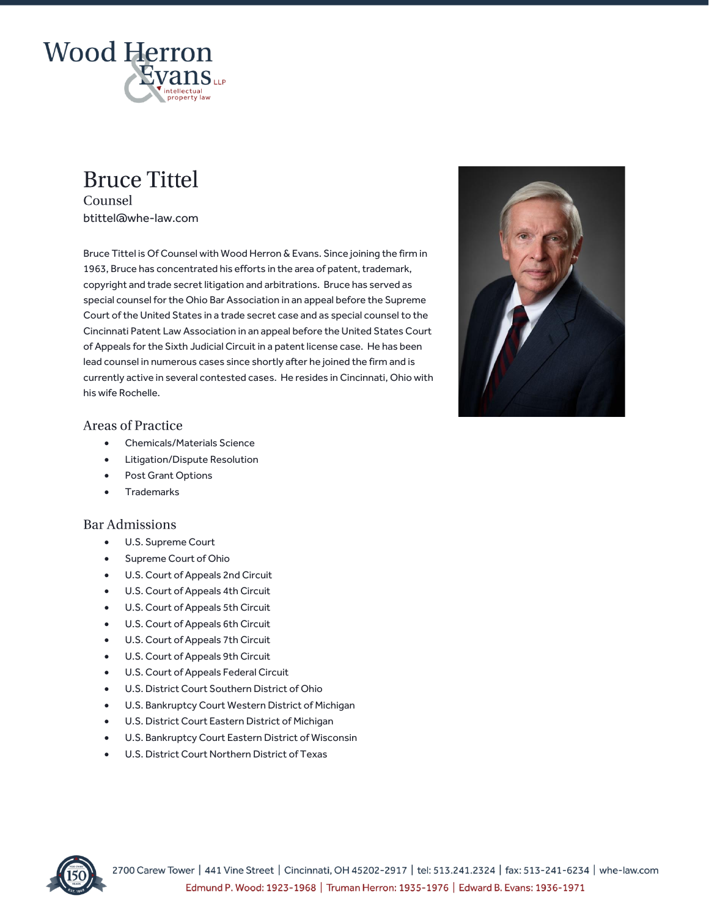Wood Herron & Evans LLP
intellectual property law

# Bruce Tittel

Counsel

btittel@whe-law.com

Bruce Tittel is Of Counsel with Wood Herron & Evans. Since joining the firm in 1963, Bruce has concentrated his efforts in the area of patent, trademark, copyright and trade secret litigation and arbitrations. Bruce has served as special counsel for the Ohio Bar Association in an appeal before the Supreme Court of the United States in a trade secret case and as special counsel to the Cincinnati Patent Law Association in an appeal before the United States Court of Appeals for the Sixth Judicial Circuit in a patent license case. He has been lead counsel in numerous cases since shortly after he joined the firm and is currently active in several contested cases. He resides in Cincinnati, Ohio with his wife Rochelle.

## Areas of Practice

- Chemicals/Materials Science
- Litigation/Dispute Resolution
- Post Grant Options
- Trademarks

## Bar Admissions

- U.S. Supreme Court
- Supreme Court of Ohio
- U.S. Court of Appeals 2nd Circuit
- U.S. Court of Appeals 4th Circuit
- U.S. Court of Appeals 5th Circuit
- U.S. Court of Appeals 6th Circuit
- U.S. Court of Appeals 7th Circuit
- U.S. Court of Appeals 9th Circuit
- U.S. Court of Appeals Federal Circuit
- U.S. District Court Southern District of Ohio
- U.S. Bankruptcy Court Western District of Michigan
- U.S. District Court Eastern District of Michigan
- U.S. Bankruptcy Court Eastern District of Wisconsin
- U.S. District Court Northern District of Texas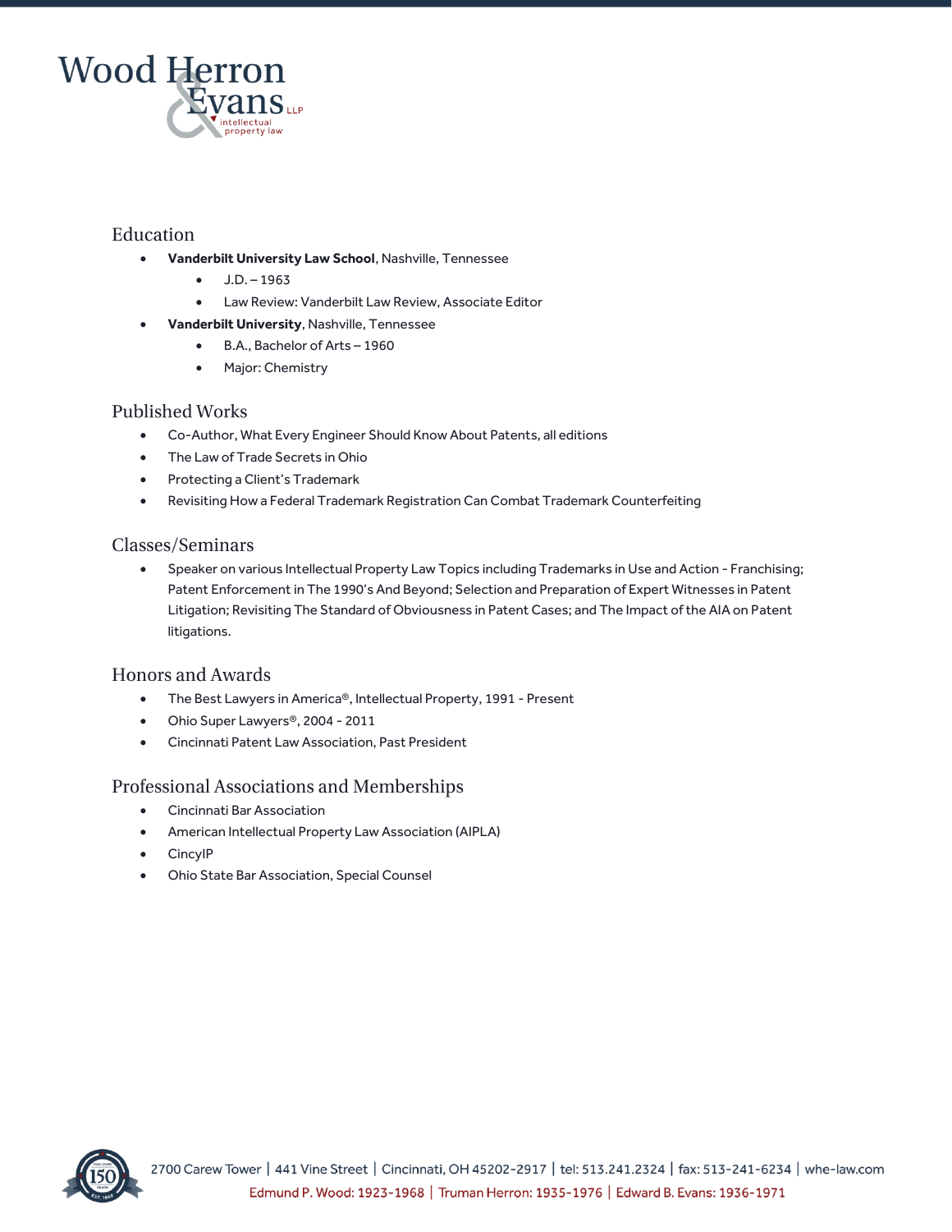## Education

- **Vanderbilt University Law School**, Nashville, Tennessee
  - J.D. – 1963
  - Law Review: Vanderbilt Law Review, Associate Editor
- **Vanderbilt University**, Nashville, Tennessee
  - B.A., Bachelor of Arts – 1960
  - Major: Chemistry

## Published Works

- Co-Author, What Every Engineer Should Know About Patents, all editions
- The Law of Trade Secrets in Ohio
- Protecting a Client's Trademark
- Revisiting How a Federal Trademark Registration Can Combat Trademark Counterfeiting

## Classes/Seminars

- Speaker on various Intellectual Property Law Topics including Trademarks in Use and Action - Franchising; Patent Enforcement in The 1990's And Beyond; Selection and Preparation of Expert Witnesses in Patent Litigation; Revisiting The Standard of Obviousness in Patent Cases; and The Impact of the AIA on Patent litigations.

## Honors and Awards

- The Best Lawyers in America®, Intellectual Property, 1991 - Present
- Ohio Super Lawyers®, 2004 - 2011
- Cincinnati Patent Law Association, Past President

## Professional Associations and Memberships

- Cincinnati Bar Association
- American Intellectual Property Law Association (AIPLA)
- CincyIP
- Ohio State Bar Association, Special Counsel